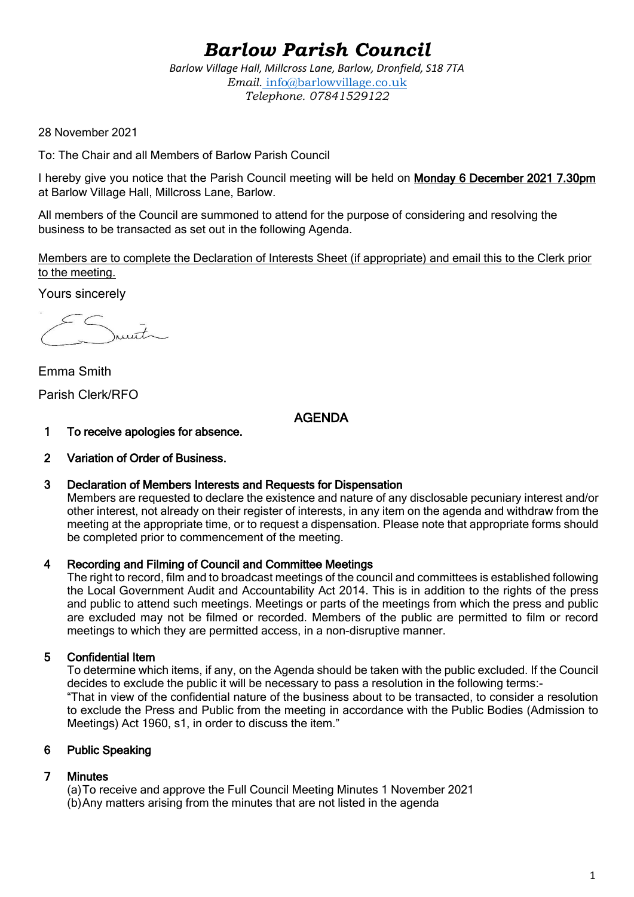# *Barlow Parish Council*

*Barlow Village Hall, Millcross Lane, Barlow, Dronfield, S18 7TA*
*Email.* info@barlowvillage.co.uk
*Telephone. 07841529122*

28 November 2021

To: The Chair and all Members of Barlow Parish Council

I hereby give you notice that the Parish Council meeting will be held on **Monday 6 December 2021 7.30pm** at Barlow Village Hall, Millcross Lane, Barlow.

All members of the Council are summoned to attend for the purpose of considering and resolving the business to be transacted as set out in the following Agenda.

Members are to complete the Declaration of Interests Sheet (if appropriate) and email this to the Clerk prior to the meeting.

Yours sincerely

Emma Smith

Parish Clerk/RFO

## AGENDA

**1 To receive apologies for absence.**

**2 Variation of Order of Business.**

**3 Declaration of Members Interests and Requests for Dispensation**

Members are requested to declare the existence and nature of any disclosable pecuniary interest and/or other interest, not already on their register of interests, in any item on the agenda and withdraw from the meeting at the appropriate time, or to request a dispensation. Please note that appropriate forms should be completed prior to commencement of the meeting.

**4 Recording and Filming of Council and Committee Meetings**

The right to record, film and to broadcast meetings of the council and committees is established following the Local Government Audit and Accountability Act 2014. This is in addition to the rights of the press and public to attend such meetings. Meetings or parts of the meetings from which the press and public are excluded may not be filmed or recorded. Members of the public are permitted to film or record meetings to which they are permitted access, in a non-disruptive manner.

**5 Confidential Item**

To determine which items, if any, on the Agenda should be taken with the public excluded. If the Council decides to exclude the public it will be necessary to pass a resolution in the following terms:-

"That in view of the confidential nature of the business about to be transacted, to consider a resolution to exclude the Press and Public from the meeting in accordance with the Public Bodies (Admission to Meetings) Act 1960, s1, in order to discuss the item."

**6 Public Speaking**

**7 Minutes**

(a) To receive and approve the Full Council Meeting Minutes 1 November 2021
(b) Any matters arising from the minutes that are not listed in the agenda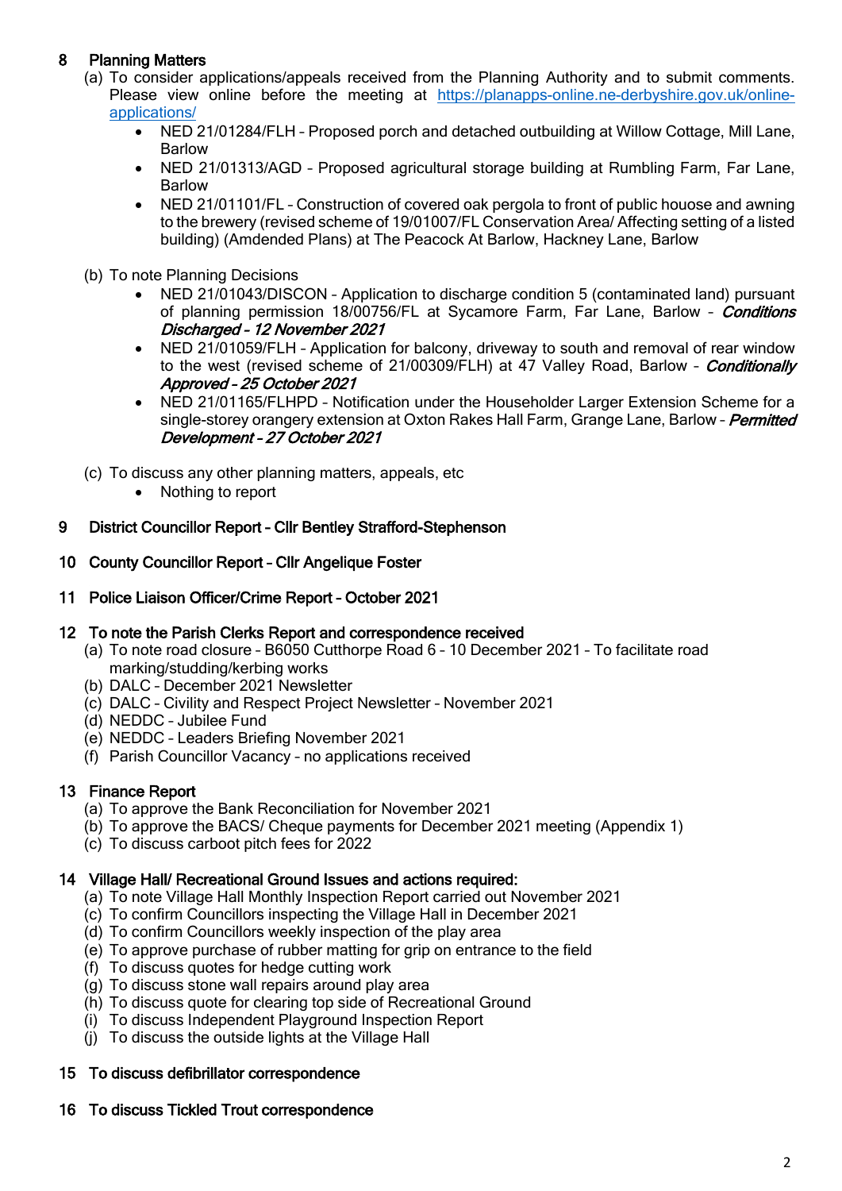## 8 Planning Matters

(a) To consider applications/appeals received from the Planning Authority and to submit comments. Please view online before the meeting at [https://planapps-online.ne-derbyshire.gov.uk/online-applications/](https://planapps-online.ne-derbyshire.gov.uk/online-applications/)

- NED 21/01284/FLH – Proposed porch and detached outbuilding at Willow Cottage, Mill Lane, Barlow
- NED 21/01313/AGD – Proposed agricultural storage building at Rumbling Farm, Far Lane, Barlow
- NED 21/01101/FL – Construction of covered oak pergola to front of public houose and awning to the brewery (revised scheme of 19/01007/FL Conservation Area/ Affecting setting of a listed building) (Amdended Plans) at The Peacock At Barlow, Hackney Lane, Barlow

(b) To note Planning Decisions

- NED 21/01043/DISCON – Application to discharge condition 5 (contaminated land) pursuant of planning permission 18/00756/FL at Sycamore Farm, Far Lane, Barlow – ***Conditions Discharged – 12 November 2021***
- NED 21/01059/FLH – Application for balcony, driveway to south and removal of rear window to the west (revised scheme of 21/00309/FLH) at 47 Valley Road, Barlow – ***Conditionally Approved – 25 October 2021***
- NED 21/01165/FLHPD – Notification under the Householder Larger Extension Scheme for a single-storey orangery extension at Oxton Rakes Hall Farm, Grange Lane, Barlow – ***Permitted Development – 27 October 2021***

(c) To discuss any other planning matters, appeals, etc

- Nothing to report

## 9 District Councillor Report – Cllr Bentley Strafford-Stephenson

## 10 County Councillor Report – Cllr Angelique Foster

## 11 Police Liaison Officer/Crime Report – October 2021

## 12 To note the Parish Clerks Report and correspondence received

(a) To note road closure – B6050 Cutthorpe Road 6 – 10 December 2021 – To facilitate road marking/studding/kerbing works
(b) DALC – December 2021 Newsletter
(c) DALC – Civility and Respect Project Newsletter – November 2021
(d) NEDDC – Jubilee Fund
(e) NEDDC – Leaders Briefing November 2021
(f) Parish Councillor Vacancy – no applications received

## 13 Finance Report

(a) To approve the Bank Reconciliation for November 2021
(b) To approve the BACS/ Cheque payments for December 2021 meeting (Appendix 1)
(c) To discuss carboot pitch fees for 2022

## 14 Village Hall/ Recreational Ground Issues and actions required:

(a) To note Village Hall Monthly Inspection Report carried out November 2021
(c) To confirm Councillors inspecting the Village Hall in December 2021
(d) To confirm Councillors weekly inspection of the play area
(e) To approve purchase of rubber matting for grip on entrance to the field
(f) To discuss quotes for hedge cutting work
(g) To discuss stone wall repairs around play area
(h) To discuss quote for clearing top side of Recreational Ground
(i) To discuss Independent Playground Inspection Report
(j) To discuss the outside lights at the Village Hall

## 15 To discuss defibrillator correspondence

## 16 To discuss Tickled Trout correspondence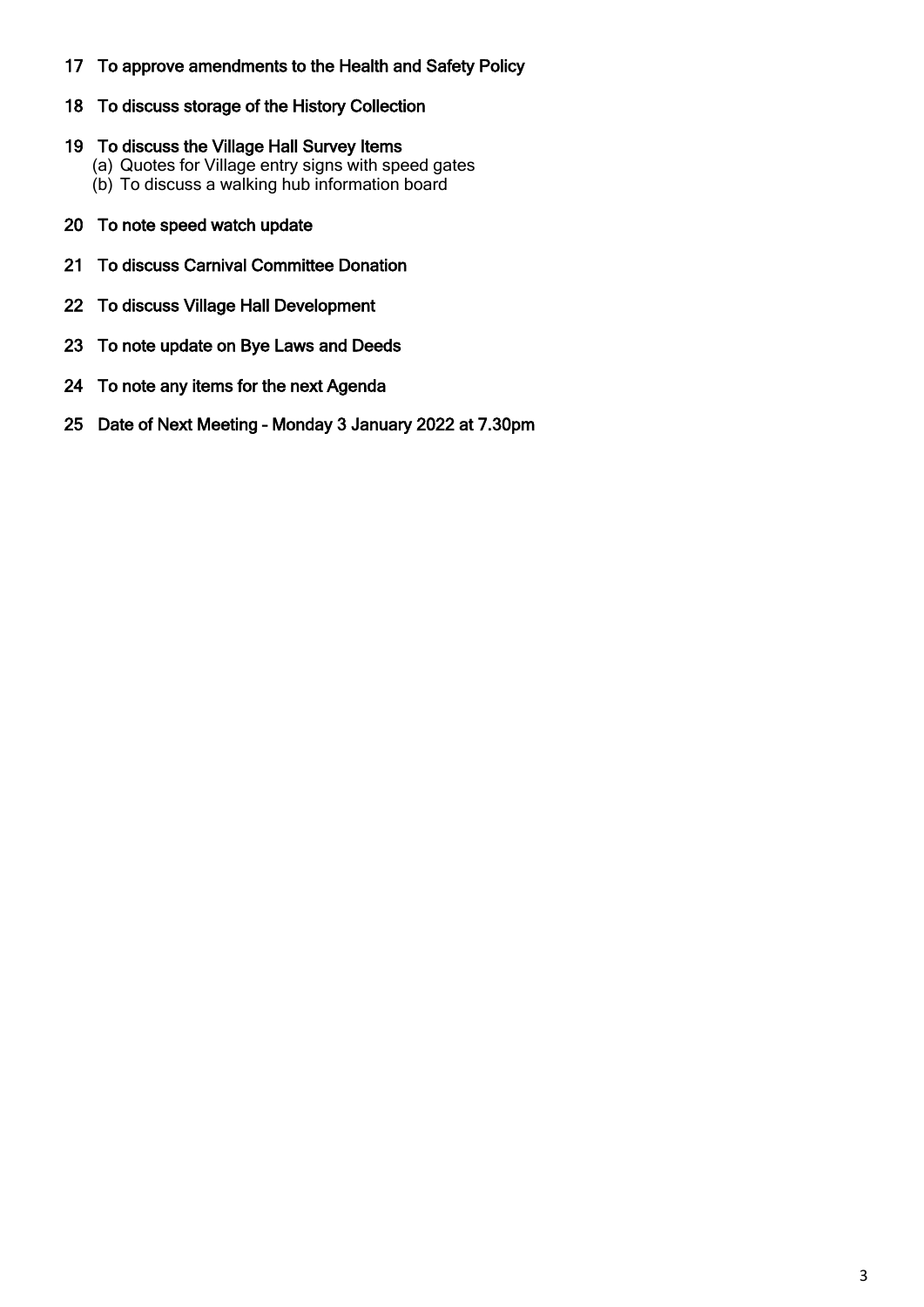17 **To approve amendments to the Health and Safety Policy**

18 **To discuss storage of the History Collection**

19 **To discuss the Village Hall Survey Items**
   (a) Quotes for Village entry signs with speed gates
   (b) To discuss a walking hub information board

20 **To note speed watch update**

21 **To discuss Carnival Committee Donation**

22 **To discuss Village Hall Development**

23 **To note update on Bye Laws and Deeds**

24 **To note any items for the next Agenda**

25 **Date of Next Meeting – Monday 3 January 2022 at 7.30pm**